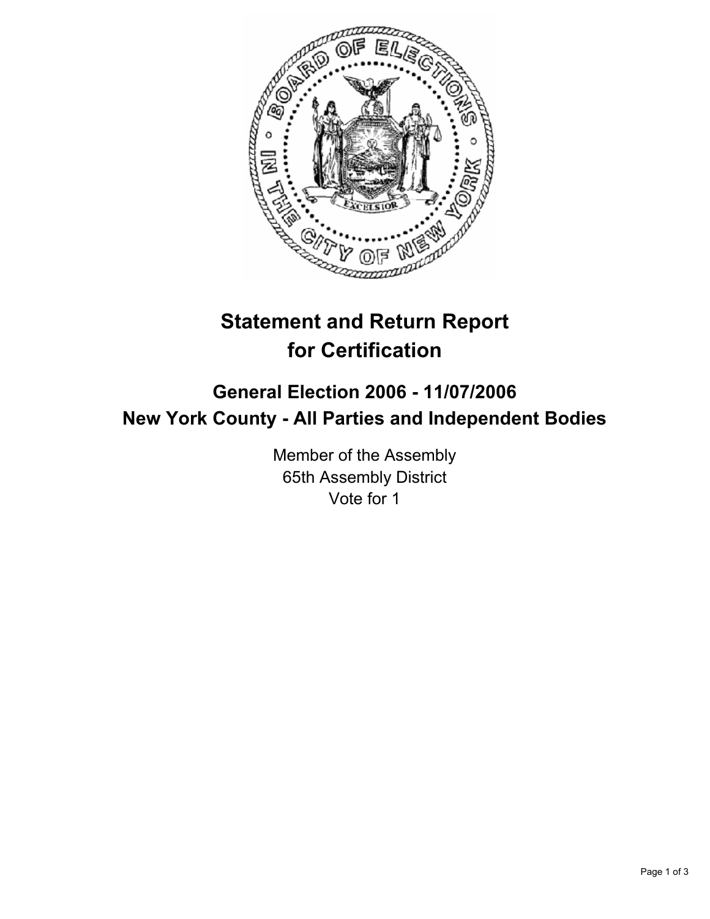# Statement and Return Report for Certification

## General Election 2006 - 11/07/2006
## New York County - All Parties and Independent Bodies

Member of the Assembly
65th Assembly District
Vote for 1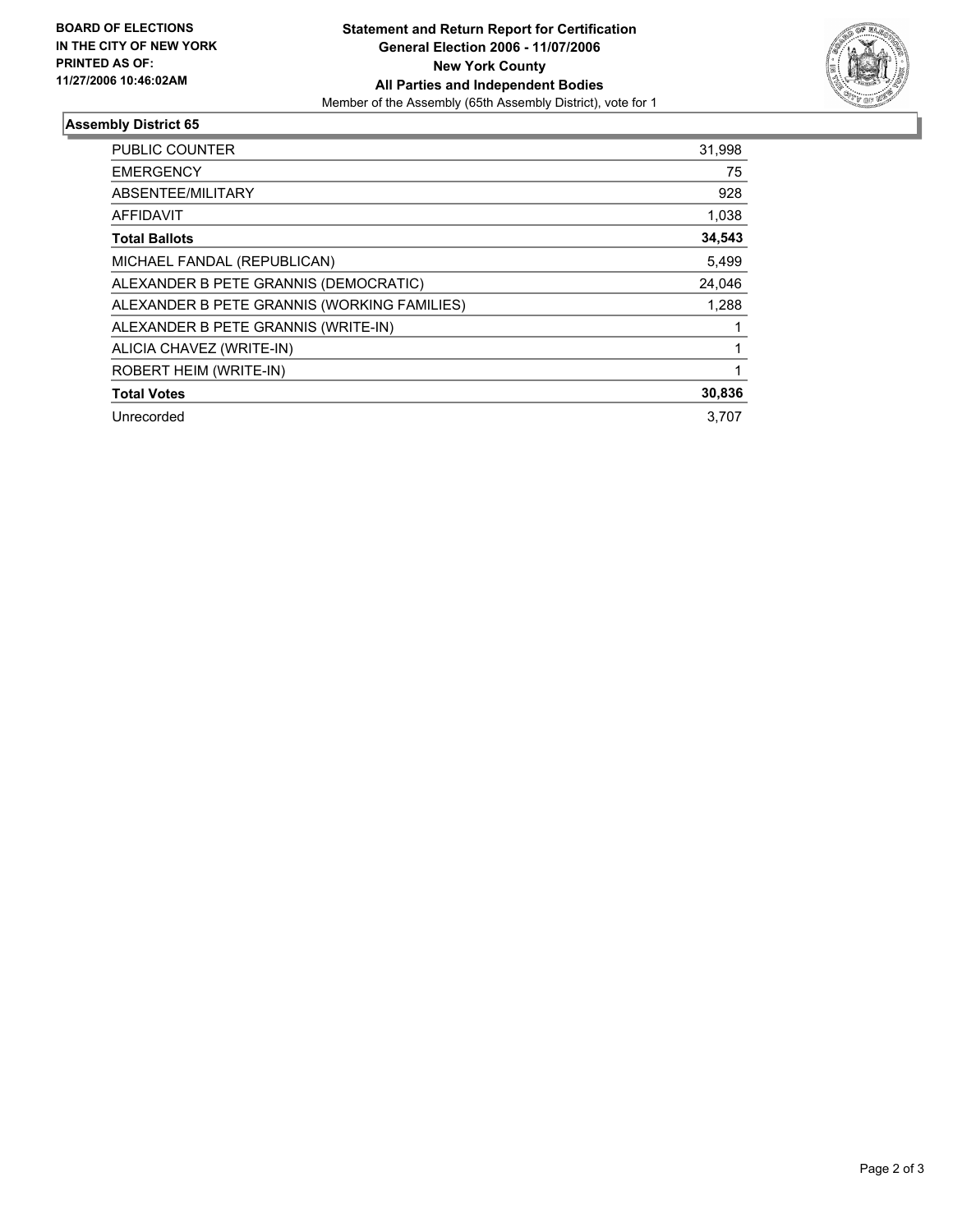**BOARD OF ELECTIONS IN THE CITY OF NEW YORK PRINTED AS OF: 11/27/2006 10:46:02AM**

**Statement and Return Report for Certification**
**General Election 2006 - 11/07/2006**
**New York County**
**All Parties and Independent Bodies**
Member of the Assembly (65th Assembly District), vote for 1

## Assembly District 65

| | |
|---|---:|
| PUBLIC COUNTER | 31,998 |
| EMERGENCY | 75 |
| ABSENTEE/MILITARY | 928 |
| AFFIDAVIT | 1,038 |
| **Total Ballots** | **34,543** |
| MICHAEL FANDAL (REPUBLICAN) | 5,499 |
| ALEXANDER B PETE GRANNIS (DEMOCRATIC) | 24,046 |
| ALEXANDER B PETE GRANNIS (WORKING FAMILIES) | 1,288 |
| ALEXANDER B PETE GRANNIS (WRITE-IN) | 1 |
| ALICIA CHAVEZ (WRITE-IN) | 1 |
| ROBERT HEIM (WRITE-IN) | 1 |
| **Total Votes** | **30,836** |
| Unrecorded | 3,707 |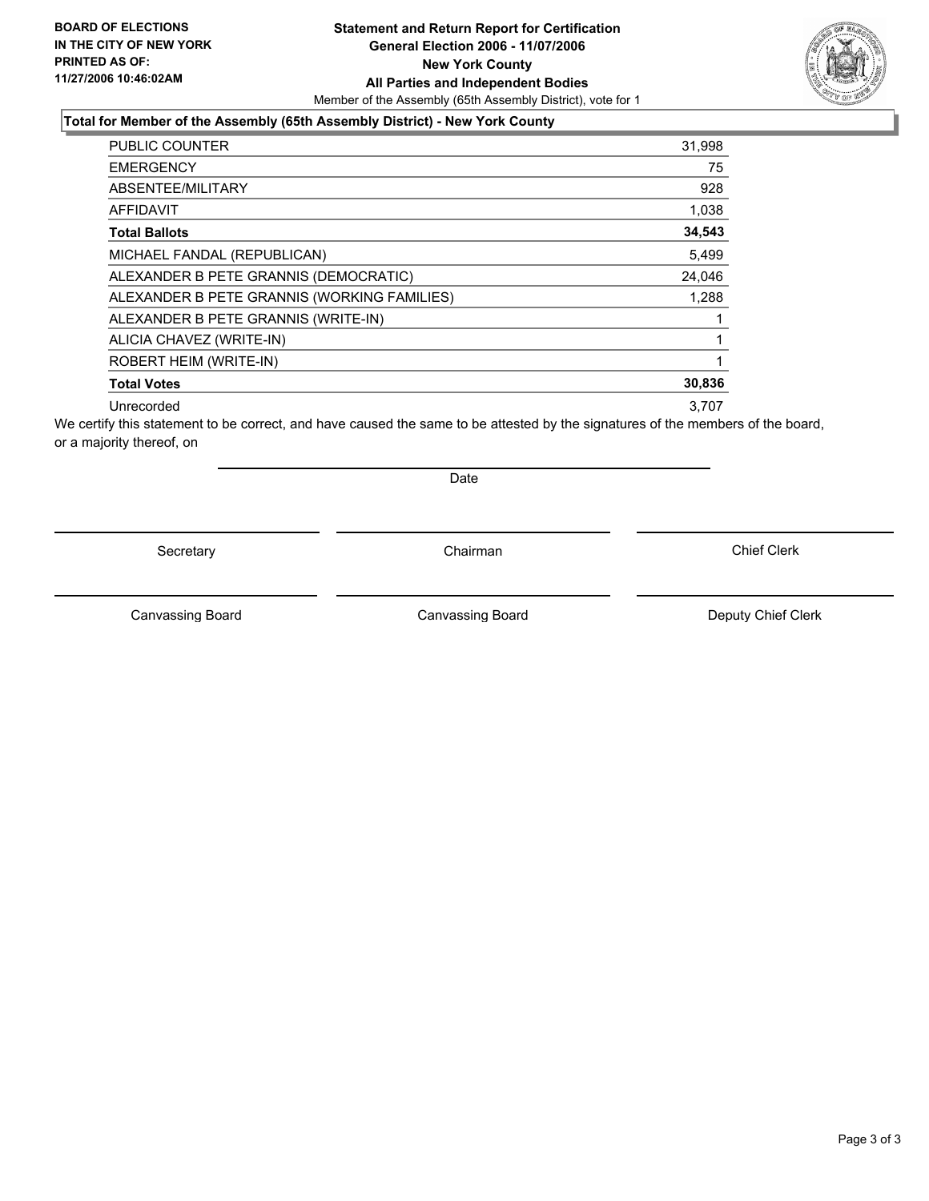**BOARD OF ELECTIONS IN THE CITY OF NEW YORK PRINTED AS OF: 11/27/2006 10:46:02AM**

# Statement and Return Report for Certification
## General Election 2006 - 11/07/2006
## New York County
## All Parties and Independent Bodies

Member of the Assembly (65th Assembly District), vote for 1

### Total for Member of the Assembly (65th Assembly District) - New York County

| | |
|---|---|
| PUBLIC COUNTER | 31,998 |
| EMERGENCY | 75 |
| ABSENTEE/MILITARY | 928 |
| AFFIDAVIT | 1,038 |
| **Total Ballots** | **34,543** |
| MICHAEL FANDAL (REPUBLICAN) | 5,499 |
| ALEXANDER B PETE GRANNIS (DEMOCRATIC) | 24,046 |
| ALEXANDER B PETE GRANNIS (WORKING FAMILIES) | 1,288 |
| ALEXANDER B PETE GRANNIS (WRITE-IN) | 1 |
| ALICIA CHAVEZ (WRITE-IN) | 1 |
| ROBERT HEIM (WRITE-IN) | 1 |
| **Total Votes** | **30,836** |
| Unrecorded | 3,707 |

We certify this statement to be correct, and have caused the same to be attested by the signatures of the members of the board, or a majority thereof, on

Date

Secretary | Chairman | Chief Clerk

Canvassing Board | Canvassing Board | Deputy Chief Clerk